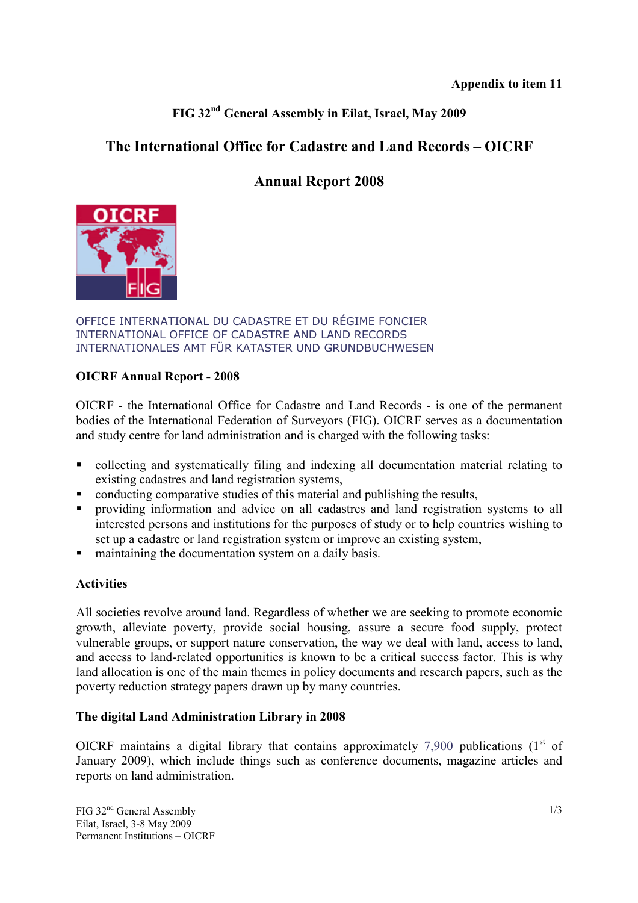**Appendix to item 11**

**FIG 32nd General Assembly in Eilat, Israel, May 2009**

# The International Office for Cadastre and Land Records – OICRF

# Annual Report 2008

OFFICE INTERNATIONAL DU CADASTRE ET DU RÉGIME FONCIER
INTERNATIONAL OFFICE OF CADASTRE AND LAND RECORDS
INTERNATIONALES AMT FÜR KATASTER UND GRUNDBUCHWESEN

## OICRF Annual Report - 2008

OICRF - the International Office for Cadastre and Land Records - is one of the permanent bodies of the International Federation of Surveyors (FIG). OICRF serves as a documentation and study centre for land administration and is charged with the following tasks:

- collecting and systematically filing and indexing all documentation material relating to existing cadastres and land registration systems,
- conducting comparative studies of this material and publishing the results,
- providing information and advice on all cadastres and land registration systems to all interested persons and institutions for the purposes of study or to help countries wishing to set up a cadastre or land registration system or improve an existing system,
- maintaining the documentation system on a daily basis.

## Activities

All societies revolve around land. Regardless of whether we are seeking to promote economic growth, alleviate poverty, provide social housing, assure a secure food supply, protect vulnerable groups, or support nature conservation, the way we deal with land, access to land, and access to land-related opportunities is known to be a critical success factor. This is why land allocation is one of the main themes in policy documents and research papers, such as the poverty reduction strategy papers drawn up by many countries.

## The digital Land Administration Library in 2008

OICRF maintains a digital library that contains approximately 7,900 publications (1st of January 2009), which include things such as conference documents, magazine articles and reports on land administration.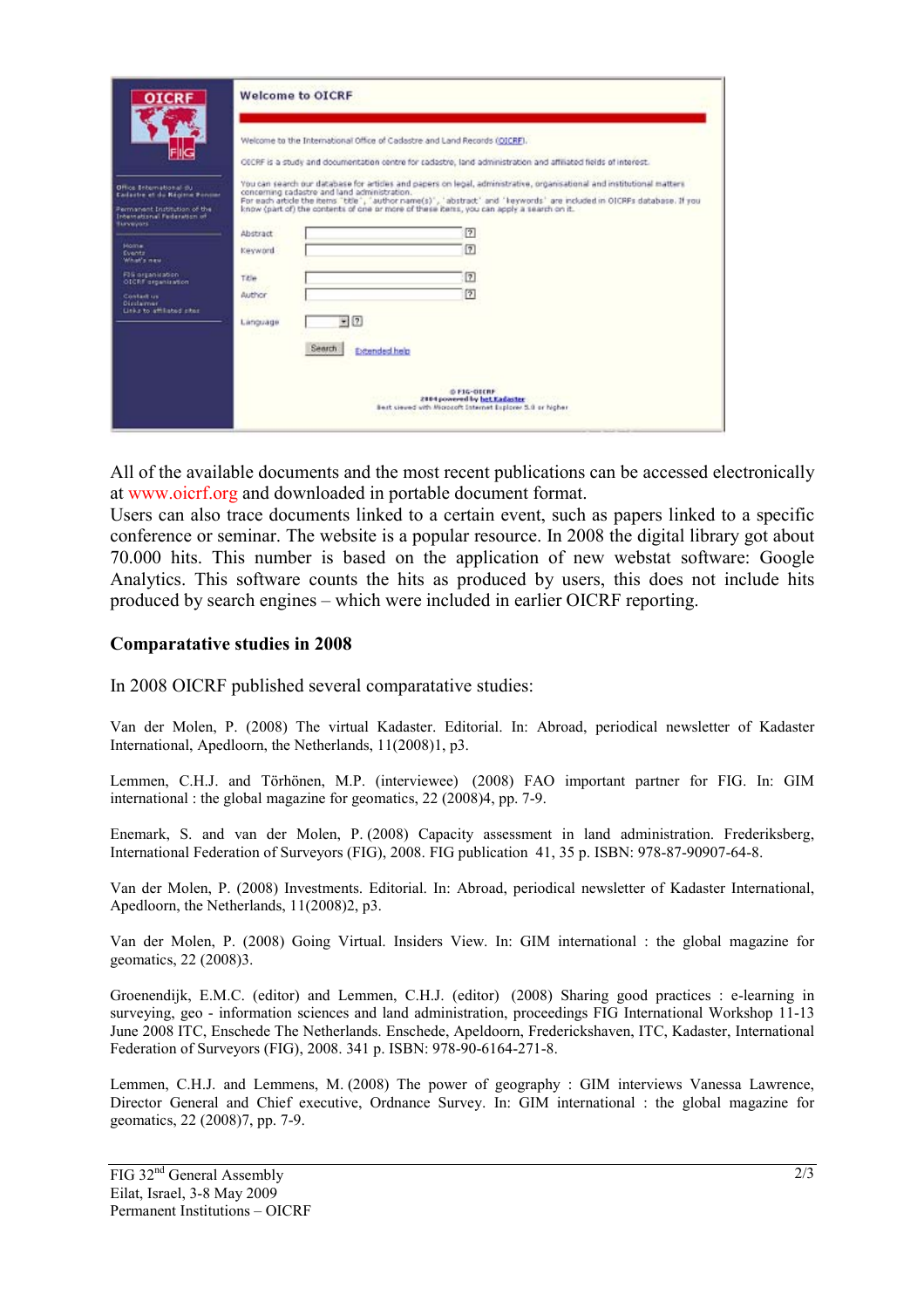All of the available documents and the most recent publications can be accessed electronically at www.oicrf.org and downloaded in portable document format.
Users can also trace documents linked to a certain event, such as papers linked to a specific conference or seminar. The website is a popular resource. In 2008 the digital library got about 70.000 hits. This number is based on the application of new webstat software: Google Analytics. This software counts the hits as produced by users, this does not include hits produced by search engines – which were included in earlier OICRF reporting.

## Comparatative studies in 2008

In 2008 OICRF published several comparatative studies:

Van der Molen, P. (2008) The virtual Kadaster. Editorial. In: Abroad, periodical newsletter of Kadaster International, Apedloorn, the Netherlands, 11(2008)1, p3.

Lemmen, C.H.J. and Törhönen, M.P. (interviewee) (2008) FAO important partner for FIG. In: GIM international : the global magazine for geomatics, 22 (2008)4, pp. 7-9.

Enemark, S. and van der Molen, P. (2008) Capacity assessment in land administration. Frederiksberg, International Federation of Surveyors (FIG), 2008. FIG publication 41, 35 p. ISBN: 978-87-90907-64-8.

Van der Molen, P. (2008) Investments. Editorial. In: Abroad, periodical newsletter of Kadaster International, Apedloorn, the Netherlands, 11(2008)2, p3.

Van der Molen, P. (2008) Going Virtual. Insiders View. In: GIM international : the global magazine for geomatics, 22 (2008)3.

Groenendijk, E.M.C. (editor) and Lemmen, C.H.J. (editor) (2008) Sharing good practices : e-learning in surveying, geo - information sciences and land administration, proceedings FIG International Workshop 11-13 June 2008 ITC, Enschede The Netherlands. Enschede, Apeldoorn, Frederickshaven, ITC, Kadaster, International Federation of Surveyors (FIG), 2008. 341 p. ISBN: 978-90-6164-271-8.

Lemmen, C.H.J. and Lemmens, M. (2008) The power of geography : GIM interviews Vanessa Lawrence, Director General and Chief executive, Ordnance Survey. In: GIM international : the global magazine for geomatics, 22 (2008)7, pp. 7-9.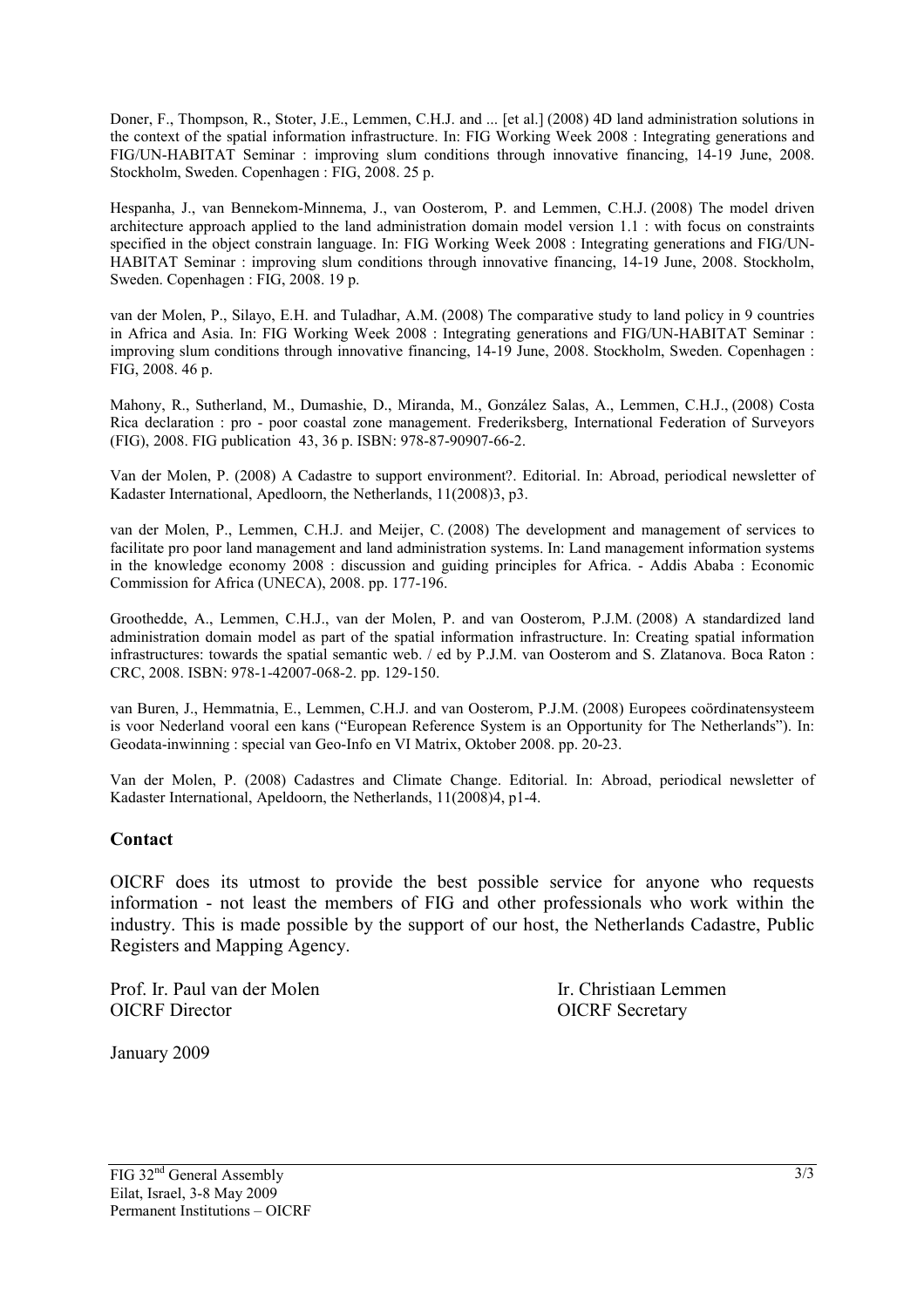Doner, F., Thompson, R., Stoter, J.E., Lemmen, C.H.J. and ... [et al.] (2008) 4D land administration solutions in the context of the spatial information infrastructure. In: FIG Working Week 2008 : Integrating generations and FIG/UN-HABITAT Seminar : improving slum conditions through innovative financing, 14-19 June, 2008. Stockholm, Sweden. Copenhagen : FIG, 2008. 25 p.

Hespanha, J., van Bennekom-Minnema, J., van Oosterom, P. and Lemmen, C.H.J. (2008) The model driven architecture approach applied to the land administration domain model version 1.1 : with focus on constraints specified in the object constrain language. In: FIG Working Week 2008 : Integrating generations and FIG/UN-HABITAT Seminar : improving slum conditions through innovative financing, 14-19 June, 2008. Stockholm, Sweden. Copenhagen : FIG, 2008. 19 p.

van der Molen, P., Silayo, E.H. and Tuladhar, A.M. (2008) The comparative study to land policy in 9 countries in Africa and Asia. In: FIG Working Week 2008 : Integrating generations and FIG/UN-HABITAT Seminar : improving slum conditions through innovative financing, 14-19 June, 2008. Stockholm, Sweden. Copenhagen : FIG, 2008. 46 p.

Mahony, R., Sutherland, M., Dumashie, D., Miranda, M., González Salas, A., Lemmen, C.H.J., (2008) Costa Rica declaration : pro - poor coastal zone management. Frederiksberg, International Federation of Surveyors (FIG), 2008. FIG publication 43, 36 p. ISBN: 978-87-90907-66-2.

Van der Molen, P. (2008) A Cadastre to support environment?. Editorial. In: Abroad, periodical newsletter of Kadaster International, Apedloorn, the Netherlands, 11(2008)3, p3.

van der Molen, P., Lemmen, C.H.J. and Meijer, C. (2008) The development and management of services to facilitate pro poor land management and land administration systems. In: Land management information systems in the knowledge economy 2008 : discussion and guiding principles for Africa. - Addis Ababa : Economic Commission for Africa (UNECA), 2008. pp. 177-196.

Groothedde, A., Lemmen, C.H.J., van der Molen, P. and van Oosterom, P.J.M. (2008) A standardized land administration domain model as part of the spatial information infrastructure. In: Creating spatial information infrastructures: towards the spatial semantic web. / ed by P.J.M. van Oosterom and S. Zlatanova. Boca Raton : CRC, 2008. ISBN: 978-1-42007-068-2. pp. 129-150.

van Buren, J., Hemmatnia, E., Lemmen, C.H.J. and van Oosterom, P.J.M. (2008) Europees coördinatensysteem is voor Nederland vooral een kans ("European Reference System is an Opportunity for The Netherlands"). In: Geodata-inwinning : special van Geo-Info en VI Matrix, Oktober 2008. pp. 20-23.

Van der Molen, P. (2008) Cadastres and Climate Change. Editorial. In: Abroad, periodical newsletter of Kadaster International, Apeldoorn, the Netherlands, 11(2008)4, p1-4.

## Contact

OICRF does its utmost to provide the best possible service for anyone who requests information - not least the members of FIG and other professionals who work within the industry. This is made possible by the support of our host, the Netherlands Cadastre, Public Registers and Mapping Agency.

Prof. Ir. Paul van der Molen
OICRF Director

Ir. Christiaan Lemmen
OICRF Secretary

January 2009